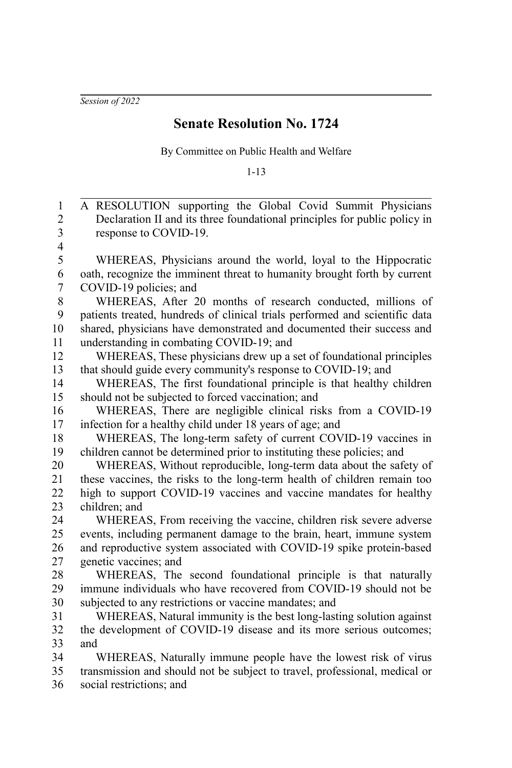*Session of 2022*

# Senate Resolution No. 1724

By Committee on Public Health and Welfare

1-13

A RESOLUTION supporting the Global Covid Summit Physicians Declaration II and its three foundational principles for public policy in response to COVID-19.

WHEREAS, Physicians around the world, loyal to the Hippocratic oath, recognize the imminent threat to humanity brought forth by current COVID-19 policies; and

WHEREAS, After 20 months of research conducted, millions of patients treated, hundreds of clinical trials performed and scientific data shared, physicians have demonstrated and documented their success and understanding in combating COVID-19; and

WHEREAS, These physicians drew up a set of foundational principles that should guide every community's response to COVID-19; and

WHEREAS, The first foundational principle is that healthy children should not be subjected to forced vaccination; and

WHEREAS, There are negligible clinical risks from a COVID-19 infection for a healthy child under 18 years of age; and

WHEREAS, The long-term safety of current COVID-19 vaccines in children cannot be determined prior to instituting these policies; and

WHEREAS, Without reproducible, long-term data about the safety of these vaccines, the risks to the long-term health of children remain too high to support COVID-19 vaccines and vaccine mandates for healthy children; and

WHEREAS, From receiving the vaccine, children risk severe adverse events, including permanent damage to the brain, heart, immune system and reproductive system associated with COVID-19 spike protein-based genetic vaccines; and

WHEREAS, The second foundational principle is that naturally immune individuals who have recovered from COVID-19 should not be subjected to any restrictions or vaccine mandates; and

WHEREAS, Natural immunity is the best long-lasting solution against the development of COVID-19 disease and its more serious outcomes; and

WHEREAS, Naturally immune people have the lowest risk of virus transmission and should not be subject to travel, professional, medical or social restrictions; and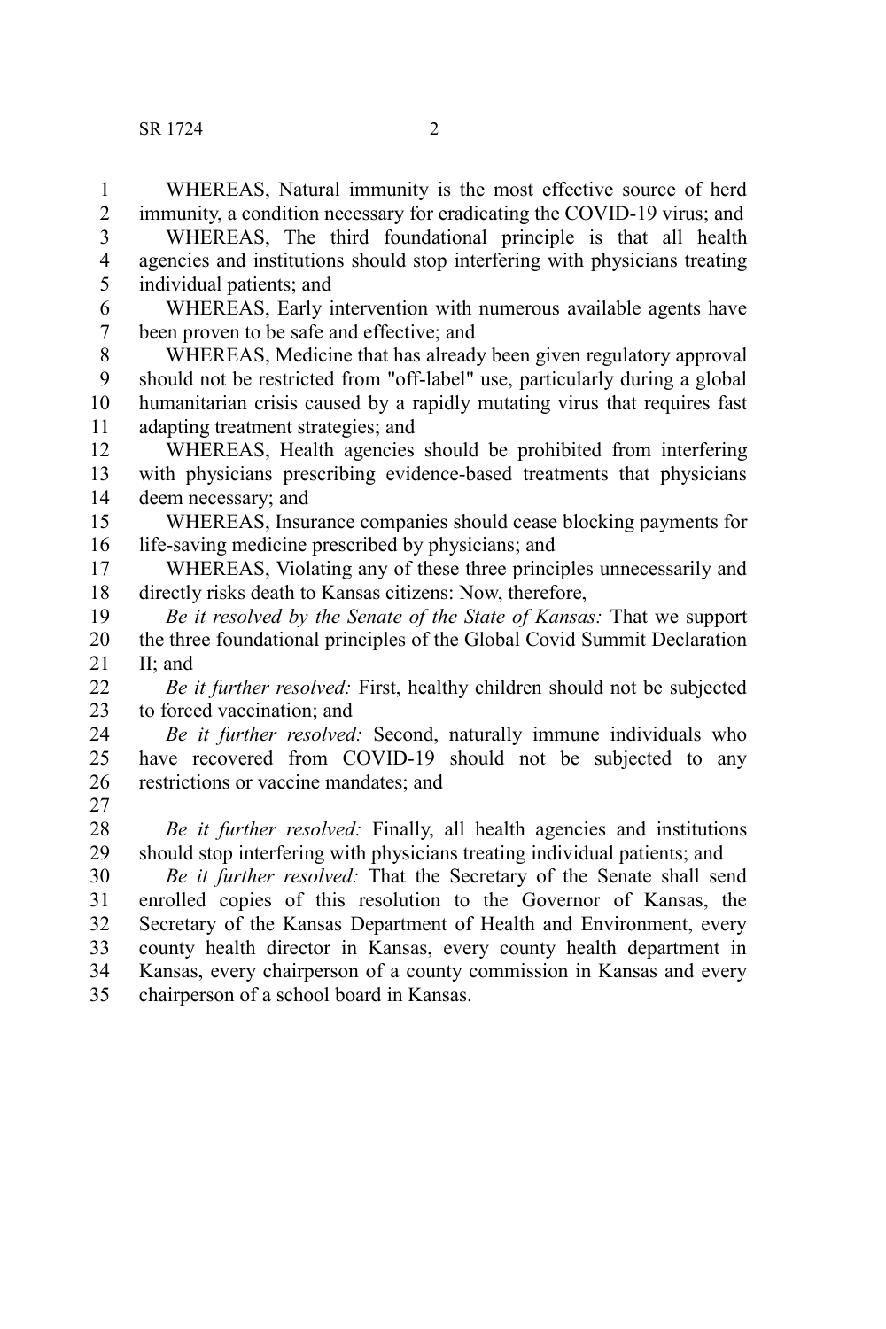WHEREAS, Natural immunity is the most effective source of herd immunity, a condition necessary for eradicating the COVID-19 virus; and

WHEREAS, The third foundational principle is that all health agencies and institutions should stop interfering with physicians treating individual patients; and

WHEREAS, Early intervention with numerous available agents have been proven to be safe and effective; and

WHEREAS, Medicine that has already been given regulatory approval should not be restricted from "off-label" use, particularly during a global humanitarian crisis caused by a rapidly mutating virus that requires fast adapting treatment strategies; and

WHEREAS, Health agencies should be prohibited from interfering with physicians prescribing evidence-based treatments that physicians deem necessary; and

WHEREAS, Insurance companies should cease blocking payments for life-saving medicine prescribed by physicians; and

WHEREAS, Violating any of these three principles unnecessarily and directly risks death to Kansas citizens: Now, therefore,

*Be it resolved by the Senate of the State of Kansas:* That we support the three foundational principles of the Global Covid Summit Declaration II; and

*Be it further resolved:* First, healthy children should not be subjected to forced vaccination; and

*Be it further resolved:* Second, naturally immune individuals who have recovered from COVID-19 should not be subjected to any restrictions or vaccine mandates; and

*Be it further resolved:* Finally, all health agencies and institutions should stop interfering with physicians treating individual patients; and

*Be it further resolved:* That the Secretary of the Senate shall send enrolled copies of this resolution to the Governor of Kansas, the Secretary of the Kansas Department of Health and Environment, every county health director in Kansas, every county health department in Kansas, every chairperson of a county commission in Kansas and every chairperson of a school board in Kansas.